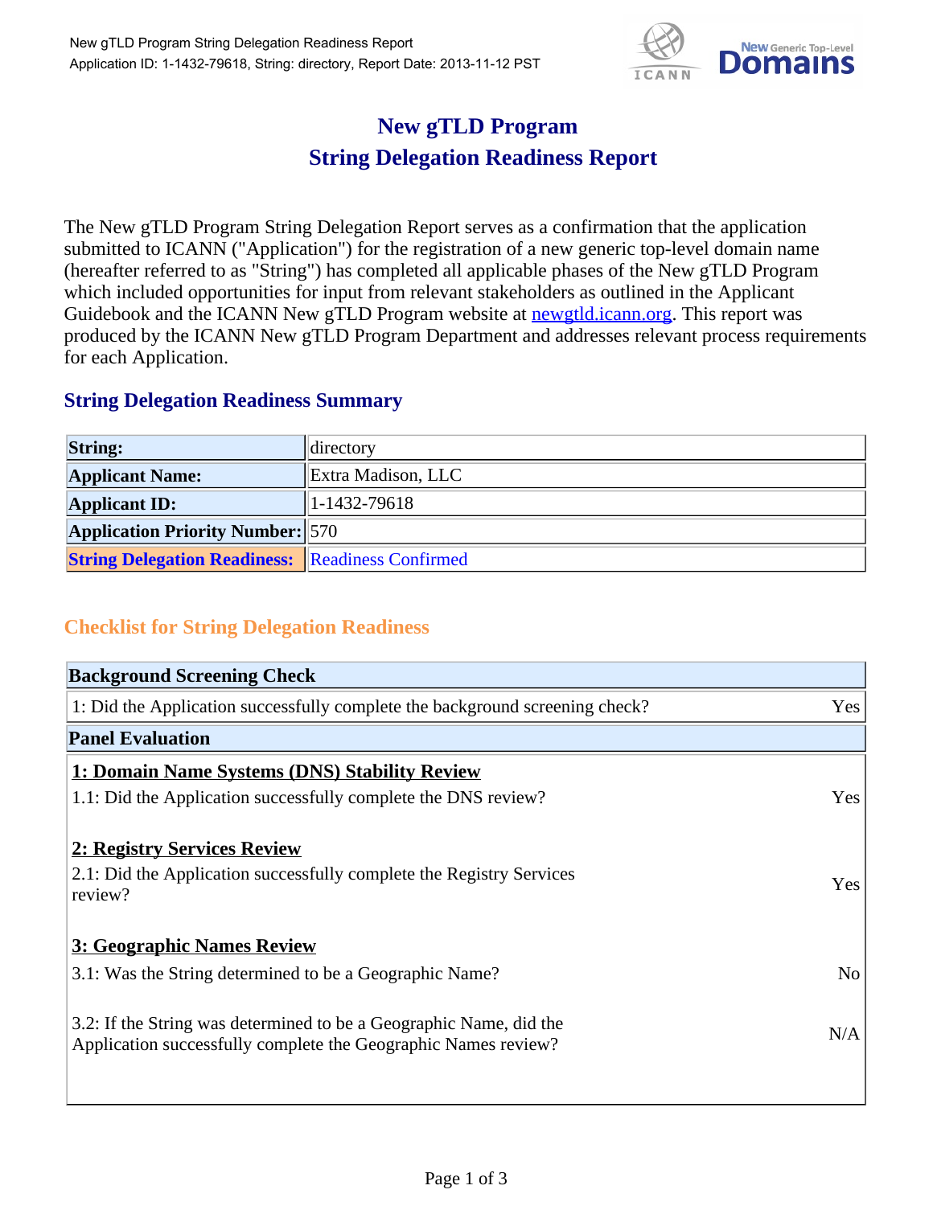# New gTLD Program
# String Delegation Readiness Report

The New gTLD Program String Delegation Report serves as a confirmation that the application submitted to ICANN ("Application") for the registration of a new generic top-level domain name (hereafter referred to as "String") has completed all applicable phases of the New gTLD Program which included opportunities for input from relevant stakeholders as outlined in the Applicant Guidebook and the ICANN New gTLD Program website at newgtld.icann.org. This report was produced by the ICANN New gTLD Program Department and addresses relevant process requirements for each Application.

## String Delegation Readiness Summary

| | |
|---|---|
| **String:** | directory |
| **Applicant Name:** | Extra Madison, LLC |
| **Applicant ID:** | 1-1432-79618 |
| **Application Priority Number:** | 570 |
| **String Delegation Readiness:** | Readiness Confirmed |

## Checklist for String Delegation Readiness

| **Background Screening Check** | |
|---|---|
| 1: Did the Application successfully complete the background screening check? | Yes |
| **Panel Evaluation** | |
| **1: Domain Name Systems (DNS) Stability Review** | |
| 1.1: Did the Application successfully complete the DNS review? | Yes |
| **2: Registry Services Review** | |
| 2.1: Did the Application successfully complete the Registry Services review? | Yes |
| **3: Geographic Names Review** | |
| 3.1: Was the String determined to be a Geographic Name? | No |
| 3.2: If the String was determined to be a Geographic Name, did the Application successfully complete the Geographic Names review? | N/A |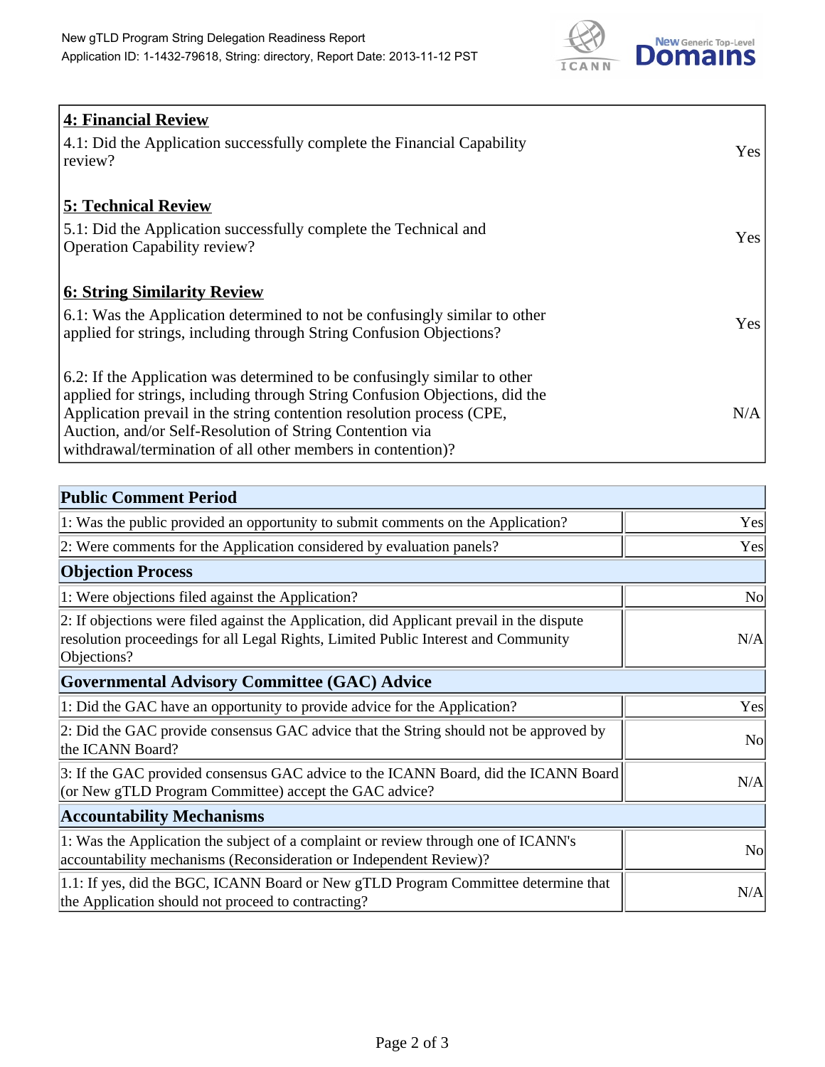| **4: Financial Review** | |
|---|---|
| 4.1: Did the Application successfully complete the Financial Capability review? | Yes |
| **5: Technical Review** | |
| 5.1: Did the Application successfully complete the Technical and Operation Capability review? | Yes |
| **6: String Similarity Review** | |
| 6.1: Was the Application determined to not be confusingly similar to other applied for strings, including through String Confusion Objections? | Yes |
| 6.2: If the Application was determined to be confusingly similar to other applied for strings, including through String Confusion Objections, did the Application prevail in the string contention resolution process (CPE, Auction, and/or Self-Resolution of String Contention via withdrawal/termination of all other members in contention)? | N/A |

| **Public Comment Period** | |
|---|---|
| 1: Was the public provided an opportunity to submit comments on the Application? | Yes |
| 2: Were comments for the Application considered by evaluation panels? | Yes |
| **Objection Process** | |
| 1: Were objections filed against the Application? | No |
| 2: If objections were filed against the Application, did Applicant prevail in the dispute resolution proceedings for all Legal Rights, Limited Public Interest and Community Objections? | N/A |
| **Governmental Advisory Committee (GAC) Advice** | |
| 1: Did the GAC have an opportunity to provide advice for the Application? | Yes |
| 2: Did the GAC provide consensus GAC advice that the String should not be approved by the ICANN Board? | No |
| 3: If the GAC provided consensus GAC advice to the ICANN Board, did the ICANN Board (or New gTLD Program Committee) accept the GAC advice? | N/A |
| **Accountability Mechanisms** | |
| 1: Was the Application the subject of a complaint or review through one of ICANN's accountability mechanisms (Reconsideration or Independent Review)? | No |
| 1.1: If yes, did the BGC, ICANN Board or New gTLD Program Committee determine that the Application should not proceed to contracting? | N/A |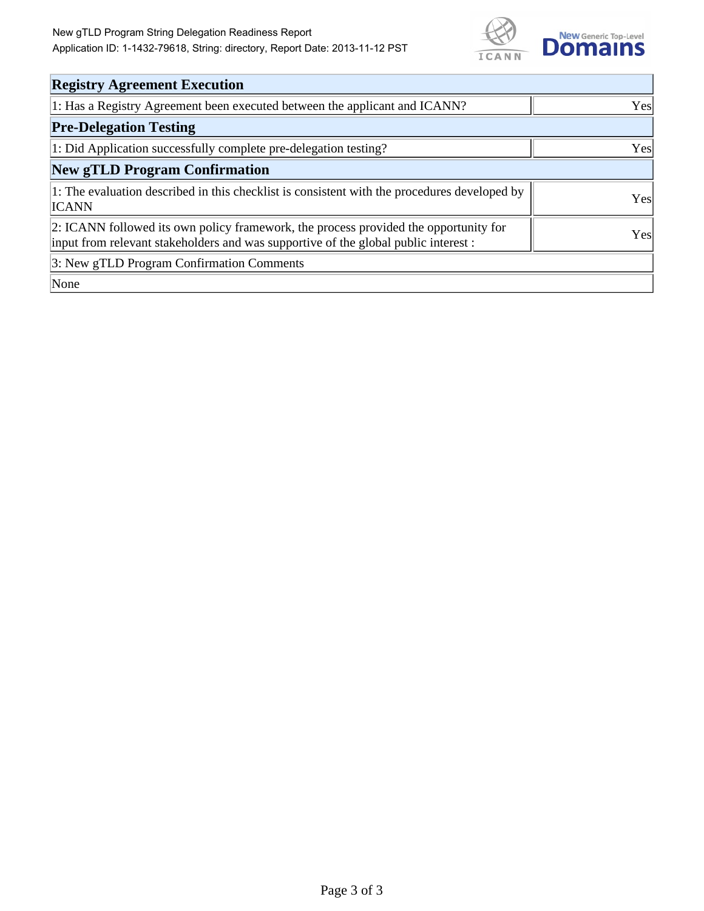## Registry Agreement Execution

| | |
|---|---|
| 1: Has a Registry Agreement been executed between the applicant and ICANN? | Yes |

## Pre-Delegation Testing

| | |
|---|---|
| 1: Did Application successfully complete pre-delegation testing? | Yes |

## New gTLD Program Confirmation

| | |
|---|---|
| 1: The evaluation described in this checklist is consistent with the procedures developed by ICANN | Yes |
| 2: ICANN followed its own policy framework, the process provided the opportunity for input from relevant stakeholders and was supportive of the global public interest : | Yes |

3: New gTLD Program Confirmation Comments

None